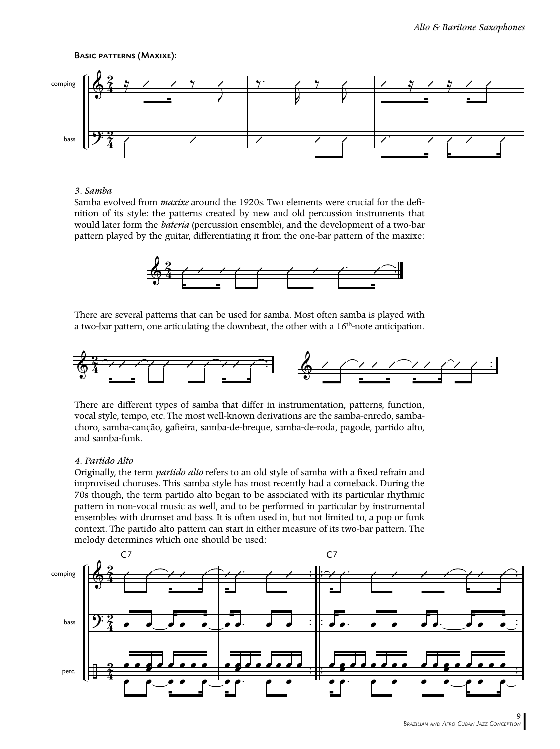**Basic patterns (Maxixe):**

*3. Samba*
Samba evolved from *maxixe* around the 1920s. Two elements were crucial for the definition of its style: the patterns created by new and old percussion instruments that would later form the *bateria* (percussion ensemble), and the development of a two-bar pattern played by the guitar, differentiating it from the one-bar pattern of the maxixe:

There are several patterns that can be used for samba. Most often samba is played with a two-bar pattern, one articulating the downbeat, the other with a 16th-note anticipation.

There are different types of samba that differ in instrumentation, patterns, function, vocal style, tempo, etc. The most well-known derivations are the samba-enredo, samba-choro, samba-canção, gafieira, samba-de-breque, samba-de-roda, pagode, partido alto, and samba-funk.

*4. Partido Alto*
Originally, the term *partido alto* refers to an old style of samba with a fixed refrain and improvised choruses. This samba style has most recently had a comeback. During the 70s though, the term partido alto began to be associated with its particular rhythmic pattern in non-vocal music as well, and to be performed in particular by instrumental ensembles with drumset and bass. It is often used in, but not limited to, a pop or funk context. The partido alto pattern can start in either measure of its two-bar pattern. The melody determines which one should be used: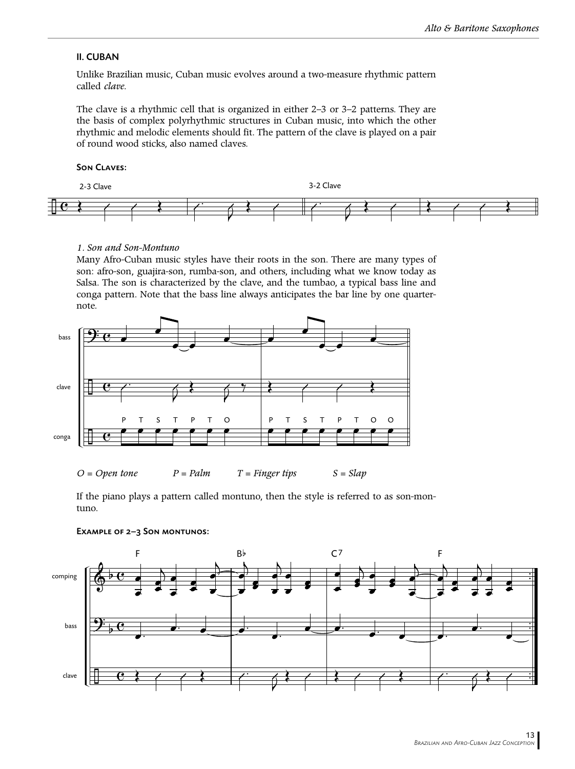## II. CUBAN

Unlike Brazilian music, Cuban music evolves around a two-measure rhythmic pattern called *clave.*

The clave is a rhythmic cell that is organized in either 2–3 or 3–2 patterns. They are the basis of complex polyrhythmic structures in Cuban music, into which the other rhythmic and melodic elements should fit. The pattern of the clave is played on a pair of round wood sticks, also named claves.

### Son Claves:

2-3 Clave 3-2 Clave

*1. Son and Son-Montuno*

Many Afro-Cuban music styles have their roots in the son. There are many types of son: afro-son, guajira-son, rumba-son, and others, including what we know today as Salsa. The son is characterized by the clave, and the tumbao, a typical bass line and conga pattern. Note that the bass line always anticipates the bar line by one quarter-note.

bass

clave

P T S T P T O P T S T P T O O

conga

*O = Open tone* *P = Palm* *T = Finger tips* *S = Slap*

If the piano plays a pattern called montuno, then the style is referred to as son-montuno.

### Example of 2–3 Son montunos:

F B♭ C7 F

comping

bass

clave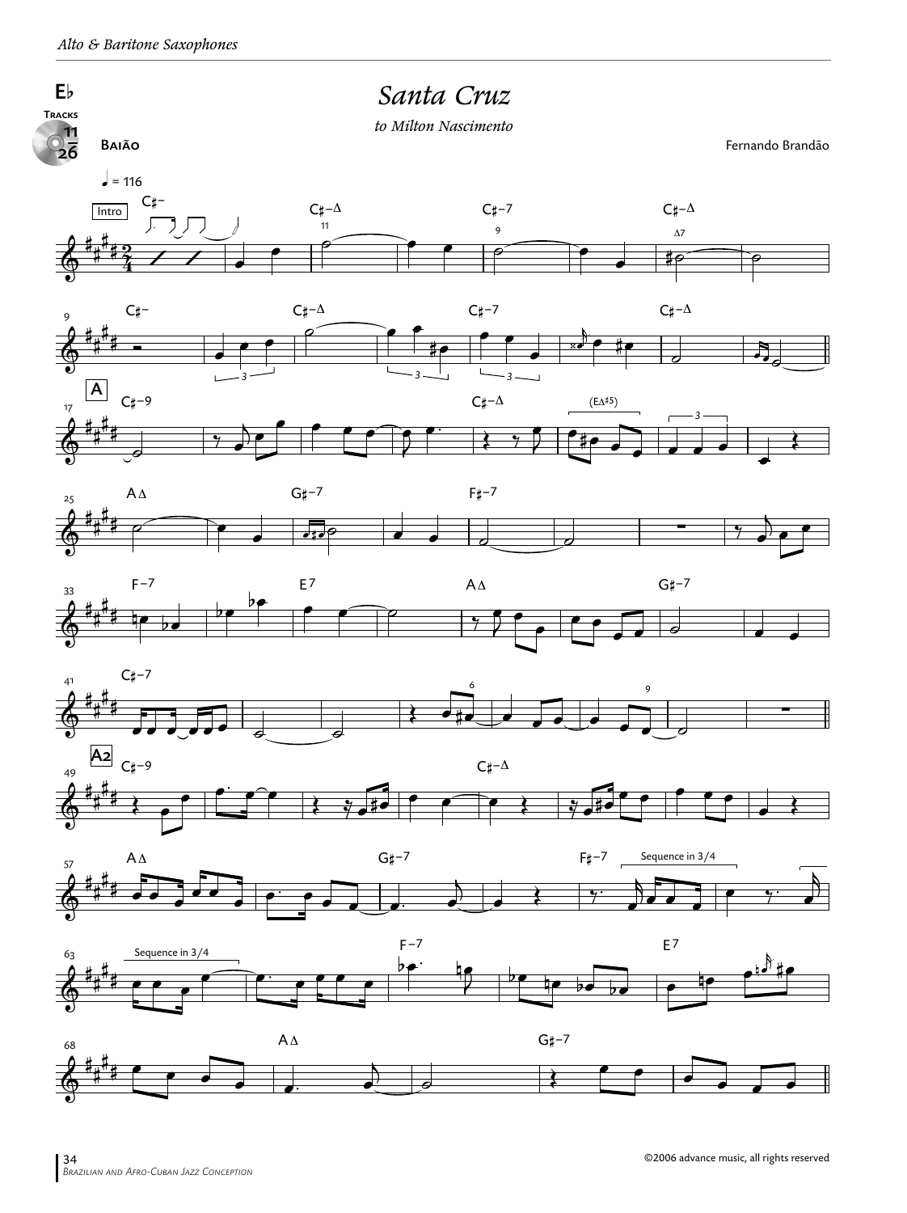# Santa Cruz

*to Milton Nascimento*

**Baião**

Fernando Brandão

E♭

Tracks 11 / 26

♩ = 116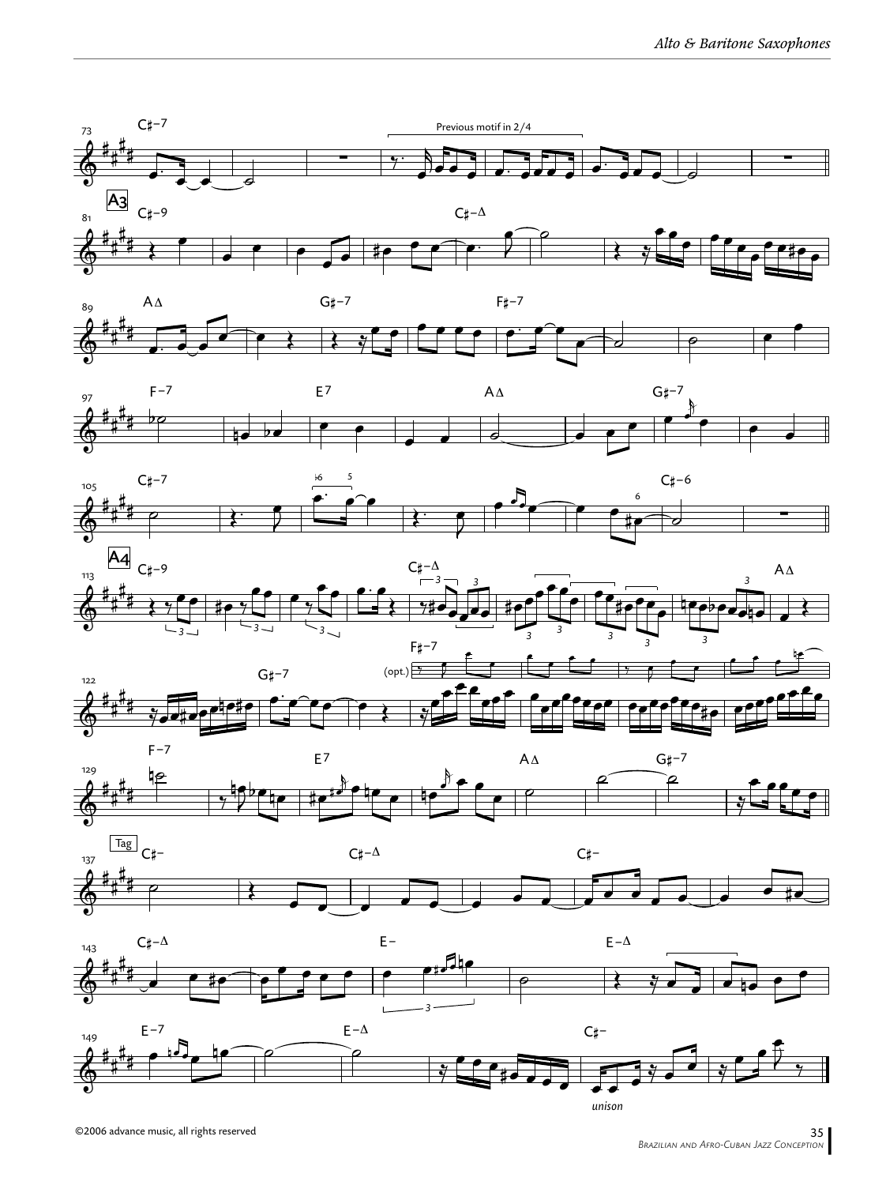Previous motif in 2/4

**A3**

**A4**

(opt.)

**Tag**

*unison*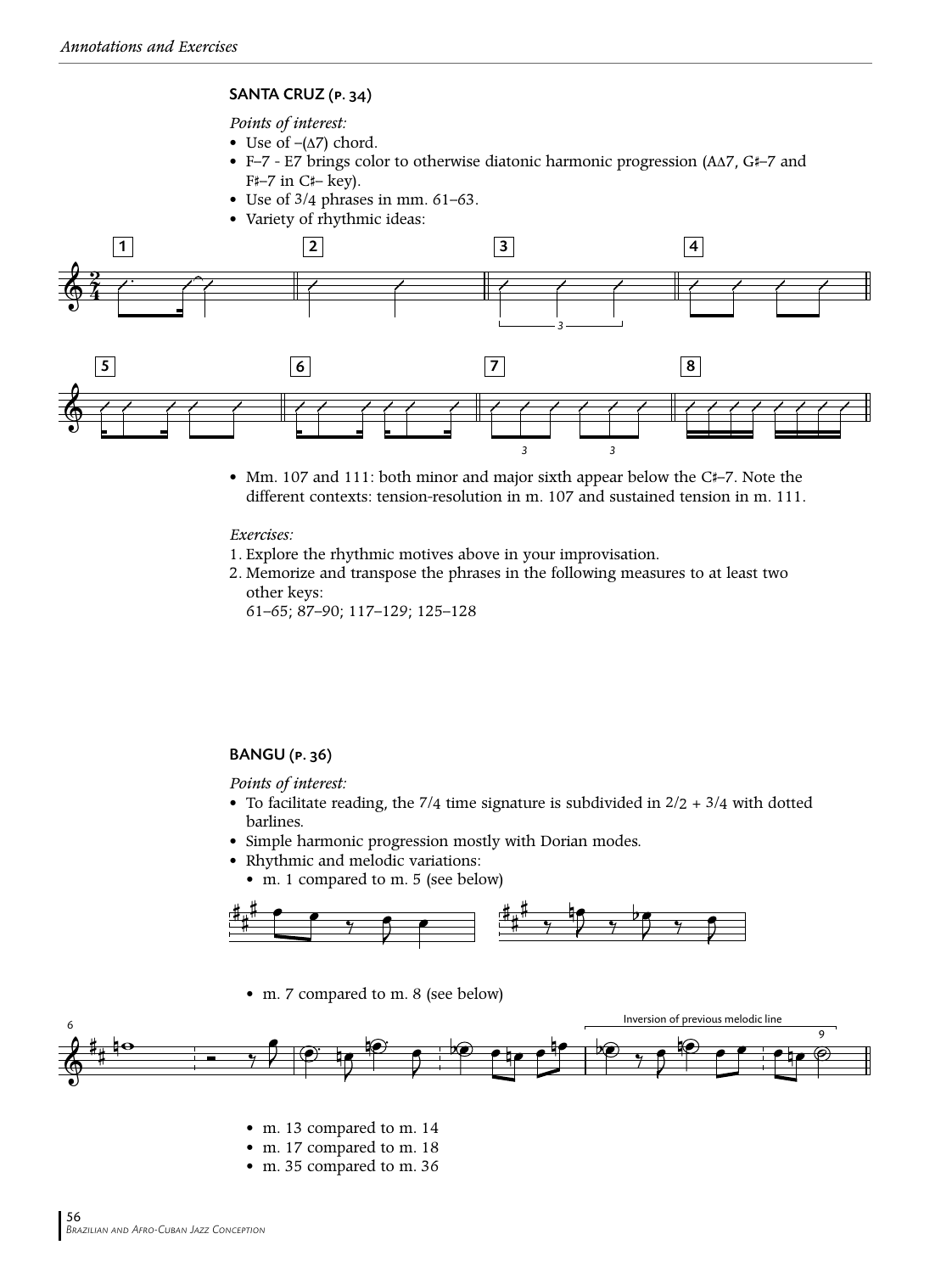## SANTA CRUZ (P. 34)

*Points of interest:*

- Use of –(Δ7) chord.
- F–7 - E7 brings color to otherwise diatonic harmonic progression (AΔ7, G♯–7 and F♯–7 in C♯– key).
- Use of 3/4 phrases in mm. 61–63.
- Variety of rhythmic ideas:

- Mm. 107 and 111: both minor and major sixth appear below the C♯–7. Note the different contexts: tension-resolution in m. 107 and sustained tension in m. 111.

*Exercises:*

1. Explore the rhythmic motives above in your improvisation.
2. Memorize and transpose the phrases in the following measures to at least two other keys:
   61–65; 87–90; 117–129; 125–128

## BANGU (P. 36)

*Points of interest:*

- To facilitate reading, the 7/4 time signature is subdivided in 2/2 + 3/4 with dotted barlines.
- Simple harmonic progression mostly with Dorian modes.
- Rhythmic and melodic variations:
  - m. 1 compared to m. 5 (see below)

  - m. 7 compared to m. 8 (see below)

Inversion of previous melodic line

  - m. 13 compared to m. 14
  - m. 17 compared to m. 18
  - m. 35 compared to m. 36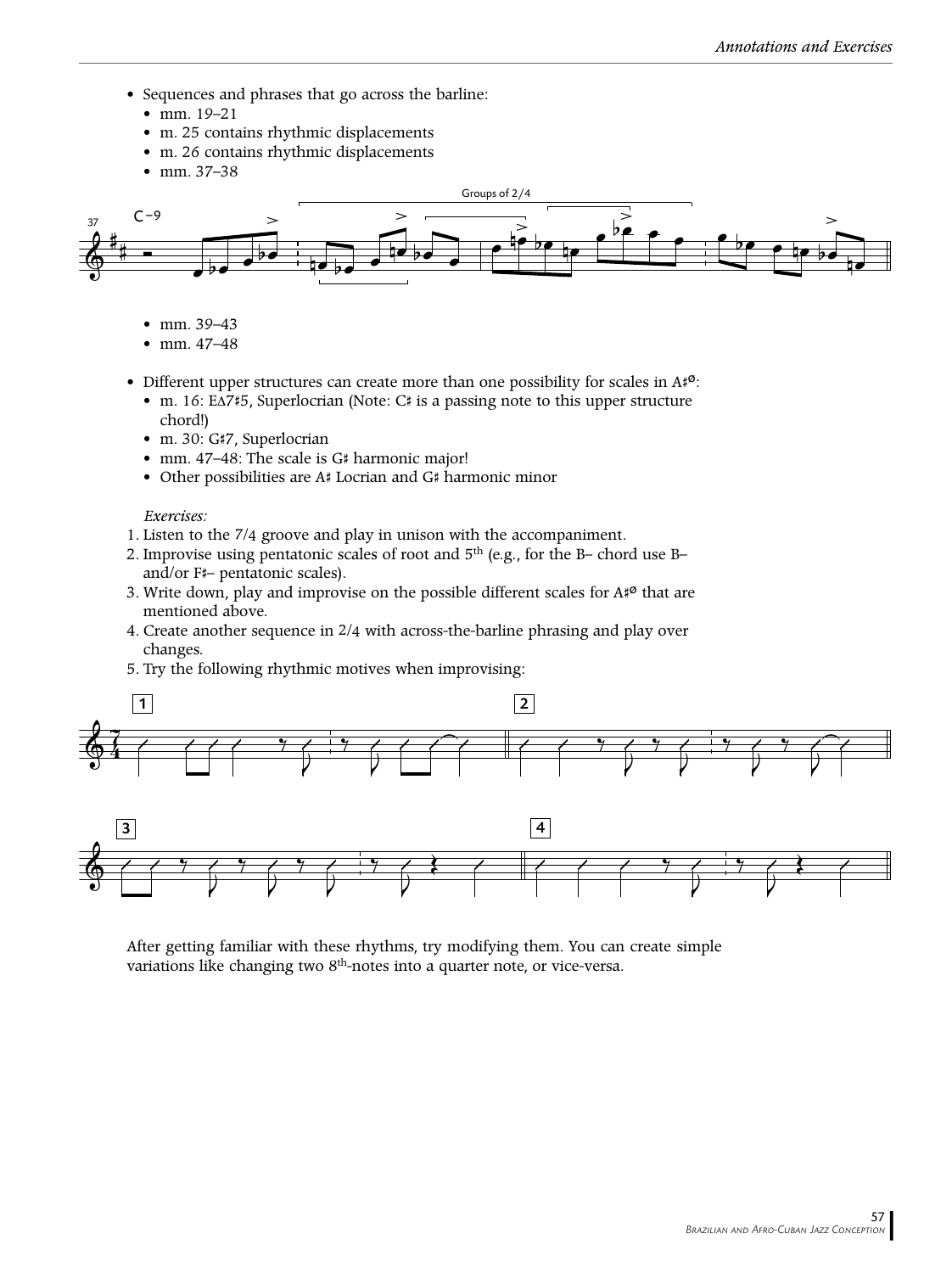- Sequences and phrases that go across the barline:
  - mm. 19–21
  - m. 25 contains rhythmic displacements
  - m. 26 contains rhythmic displacements
  - mm. 37–38

37 C–9

Groups of 2/4

- mm. 39–43
- mm. 47–48

- Different upper structures can create more than one possibility for scales in A♯ø:
  - m. 16: EΔ7♯5, Superlocrian (Note: C♯ is a passing note to this upper structure chord!)
  - m. 30: G♯7, Superlocrian
  - mm. 47–48: The scale is G♯ harmonic major!
  - Other possibilities are A♯ Locrian and G♯ harmonic minor

*Exercises:*

1. Listen to the 7/4 groove and play in unison with the accompaniment.
2. Improvise using pentatonic scales of root and 5th (e.g., for the B– chord use B– and/or F♯– pentatonic scales).
3. Write down, play and improvise on the possible different scales for A♯ø that are mentioned above.
4. Create another sequence in 2/4 with across-the-barline phrasing and play over changes.
5. Try the following rhythmic motives when improvising:

1 2

3 4

After getting familiar with these rhythms, try modifying them. You can create simple variations like changing two 8th-notes into a quarter note, or vice-versa.